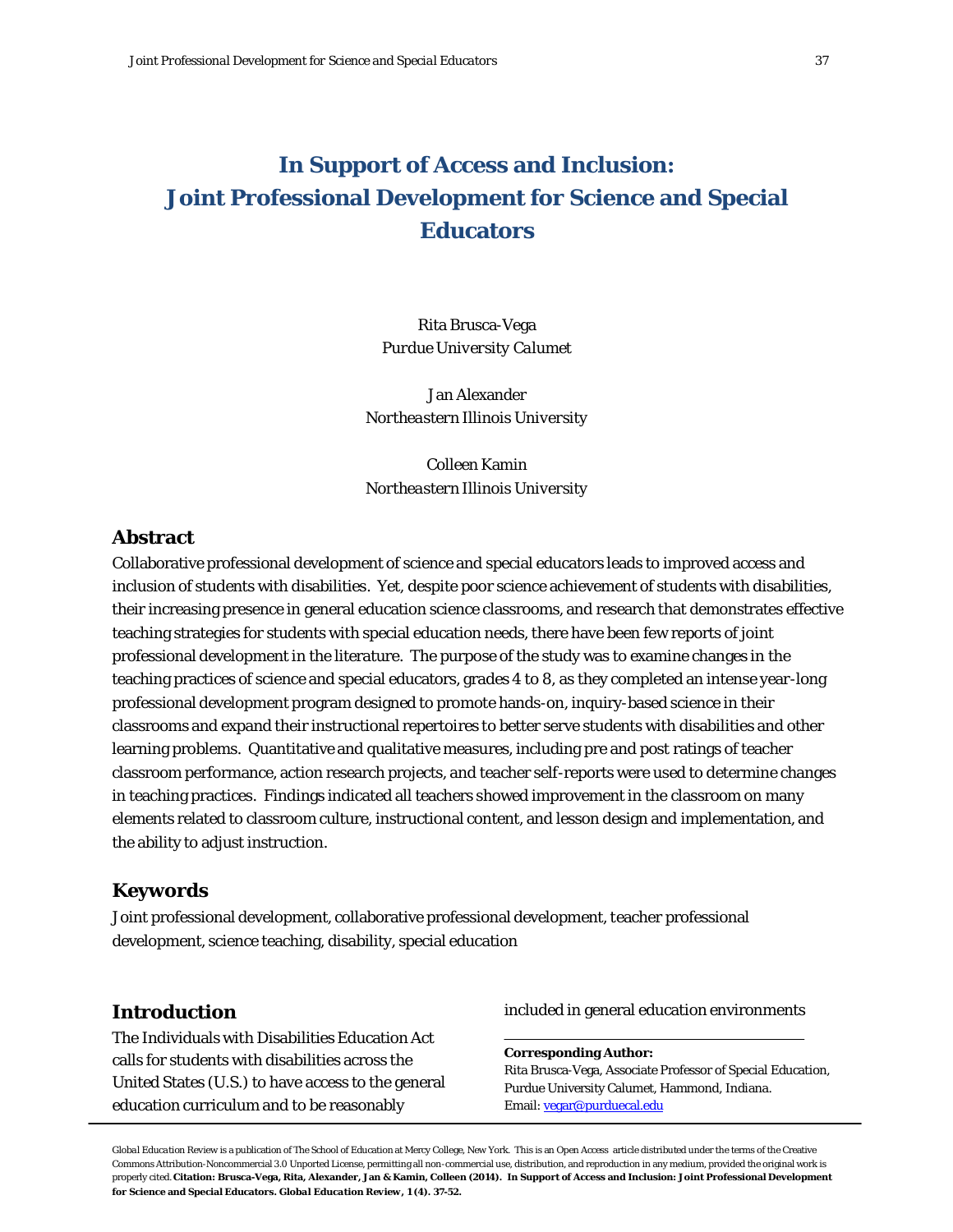# In Support of Access and Inclusion: Joint Professional Development for Science and Special Educators

Rita Brusca-Vega
*Purdue University Calumet*

Jan Alexander
*Northeastern Illinois University*

Colleen Kamin
*Northeastern Illinois University*

## Abstract

Collaborative professional development of science and special educators leads to improved access and inclusion of students with disabilities. Yet, despite poor science achievement of students with disabilities, their increasing presence in general education science classrooms, and research that demonstrates effective teaching strategies for students with special education needs, there have been few reports of joint professional development in the literature. The purpose of the study was to examine changes in the teaching practices of science and special educators, grades 4 to 8, as they completed an intense year-long professional development program designed to promote hands-on, inquiry-based science in their classrooms and expand their instructional repertoires to better serve students with disabilities and other learning problems. Quantitative and qualitative measures, including pre and post ratings of teacher classroom performance, action research projects, and teacher self-reports were used to determine changes in teaching practices. Findings indicated all teachers showed improvement in the classroom on many elements related to classroom culture, instructional content, and lesson design and implementation, and the ability to adjust instruction.

## Keywords

Joint professional development, collaborative professional development, teacher professional development, science teaching, disability, special education

## Introduction

The Individuals with Disabilities Education Act calls for students with disabilities across the United States (U.S.) to have access to the general education curriculum and to be reasonably included in general education environments

**Corresponding Author:**
Rita Brusca-Vega, Associate Professor of Special Education, Purdue University Calumet, Hammond, Indiana.
Email: vegar@purduecal.edu

*Global Education Review* is a publication of The School of Education at Mercy College, New York. This is an Open Access article distributed under the terms of the Creative Commons Attribution-Noncommercial 3.0 Unported License, permitting all non-commercial use, distribution, and reproduction in any medium, provided the original work is properly cited. **Citation: Brusca-Vega, Rita, Alexander, Jan & Kamin, Colleen (2014). In Support of Access and Inclusion: Joint Professional Development for Science and Special Educators. *Global Education Review*, 1(4). 37-52.**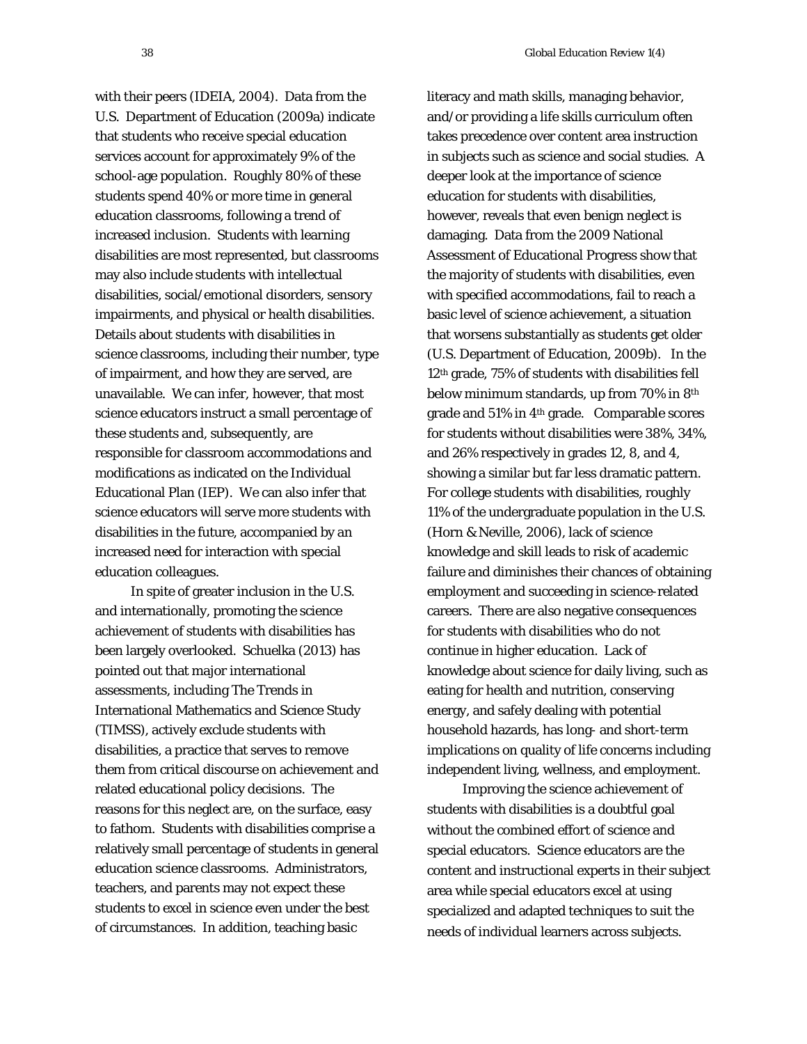with their peers (IDEIA, 2004). Data from the U.S. Department of Education (2009a) indicate that students who receive special education services account for approximately 9% of the school-age population. Roughly 80% of these students spend 40% or more time in general education classrooms, following a trend of increased inclusion. Students with learning disabilities are most represented, but classrooms may also include students with intellectual disabilities, social/emotional disorders, sensory impairments, and physical or health disabilities. Details about students with disabilities in science classrooms, including their number, type of impairment, and how they are served, are unavailable. We can infer, however, that most science educators instruct a small percentage of these students and, subsequently, are responsible for classroom accommodations and modifications as indicated on the Individual Educational Plan (IEP). We can also infer that science educators will serve more students with disabilities in the future, accompanied by an increased need for interaction with special education colleagues.

In spite of greater inclusion in the U.S. and internationally, promoting the science achievement of students with disabilities has been largely overlooked. Schuelka (2013) has pointed out that major international assessments, including The Trends in International Mathematics and Science Study (TIMSS), actively exclude students with disabilities, a practice that serves to remove them from critical discourse on achievement and related educational policy decisions. The reasons for this neglect are, on the surface, easy to fathom. Students with disabilities comprise a relatively small percentage of students in general education science classrooms. Administrators, teachers, and parents may not expect these students to excel in science even under the best of circumstances. In addition, teaching basic literacy and math skills, managing behavior, and/or providing a life skills curriculum often takes precedence over content area instruction in subjects such as science and social studies. A deeper look at the importance of science education for students with disabilities, however, reveals that even benign neglect is damaging. Data from the 2009 National Assessment of Educational Progress show that the majority of students with disabilities, even with specified accommodations, fail to reach a basic level of science achievement, a situation that worsens substantially as students get older (U.S. Department of Education, 2009b). In the 12th grade, 75% of students with disabilities fell below minimum standards, up from 70% in 8th grade and 51% in 4th grade. Comparable scores for students without disabilities were 38%, 34%, and 26% respectively in grades 12, 8, and 4, showing a similar but far less dramatic pattern. For college students with disabilities, roughly 11% of the undergraduate population in the U.S. (Horn & Neville, 2006), lack of science knowledge and skill leads to risk of academic failure and diminishes their chances of obtaining employment and succeeding in science-related careers. There are also negative consequences for students with disabilities who do not continue in higher education. Lack of knowledge about science for daily living, such as eating for health and nutrition, conserving energy, and safely dealing with potential household hazards, has long- and short-term implications on quality of life concerns including independent living, wellness, and employment.

Improving the science achievement of students with disabilities is a doubtful goal without the combined effort of science and special educators. Science educators are the content and instructional experts in their subject area while special educators excel at using specialized and adapted techniques to suit the needs of individual learners across subjects.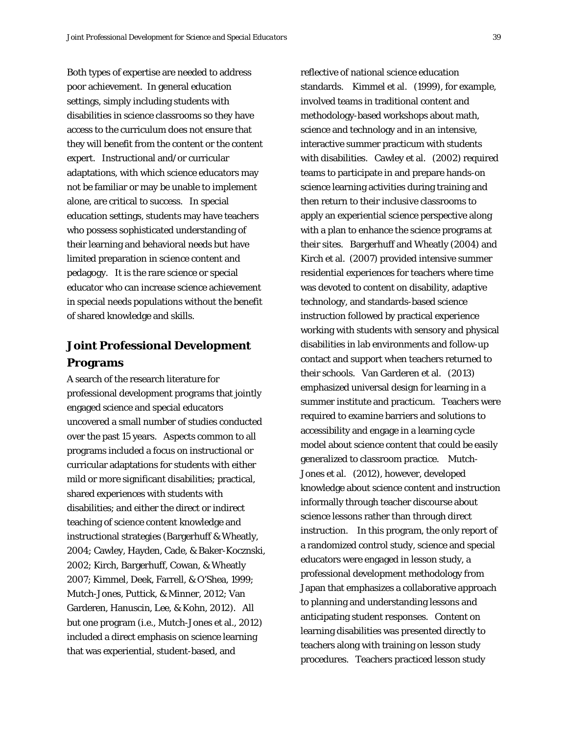Both types of expertise are needed to address poor achievement. In general education settings, simply including students with disabilities in science classrooms so they have access to the curriculum does not ensure that they will benefit from the content or the content expert. Instructional and/or curricular adaptations, with which science educators may not be familiar or may be unable to implement alone, are critical to success. In special education settings, students may have teachers who possess sophisticated understanding of their learning and behavioral needs but have limited preparation in science content and pedagogy. It is the rare science or special educator who can increase science achievement in special needs populations without the benefit of shared knowledge and skills.

## Joint Professional Development Programs

A search of the research literature for professional development programs that jointly engaged science and special educators uncovered a small number of studies conducted over the past 15 years. Aspects common to all programs included a focus on instructional or curricular adaptations for students with either mild or more significant disabilities; practical, shared experiences with students with disabilities; and either the direct or indirect teaching of science content knowledge and instructional strategies (Bargerhuff & Wheatly, 2004; Cawley, Hayden, Cade, & Baker-Kocznski, 2002; Kirch, Bargerhuff, Cowan, & Wheatly 2007; Kimmel, Deek, Farrell, & O'Shea, 1999; Mutch-Jones, Puttick, & Minner, 2012; Van Garderen, Hanuscin, Lee, & Kohn, 2012). All but one program (i.e., Mutch-Jones et al., 2012) included a direct emphasis on science learning that was experiential, student-based, and reflective of national science education standards. Kimmel et al. (1999), for example, involved teams in traditional content and methodology-based workshops about math, science and technology and in an intensive, interactive summer practicum with students with disabilities. Cawley et al. (2002) required teams to participate in and prepare hands-on science learning activities during training and then return to their inclusive classrooms to apply an experiential science perspective along with a plan to enhance the science programs at their sites. Bargerhuff and Wheatly (2004) and Kirch et al. (2007) provided intensive summer residential experiences for teachers where time was devoted to content on disability, adaptive technology, and standards-based science instruction followed by practical experience working with students with sensory and physical disabilities in lab environments and follow-up contact and support when teachers returned to their schools. Van Garderen et al. (2013) emphasized universal design for learning in a summer institute and practicum. Teachers were required to examine barriers and solutions to accessibility and engage in a learning cycle model about science content that could be easily generalized to classroom practice. Mutch-Jones et al. (2012), however, developed knowledge about science content and instruction informally through teacher discourse about science lessons rather than through direct instruction. In this program, the only report of a randomized control study, science and special educators were engaged in lesson study, a professional development methodology from Japan that emphasizes a collaborative approach to planning and understanding lessons and anticipating student responses. Content on learning disabilities was presented directly to teachers along with training on lesson study procedures. Teachers practiced lesson study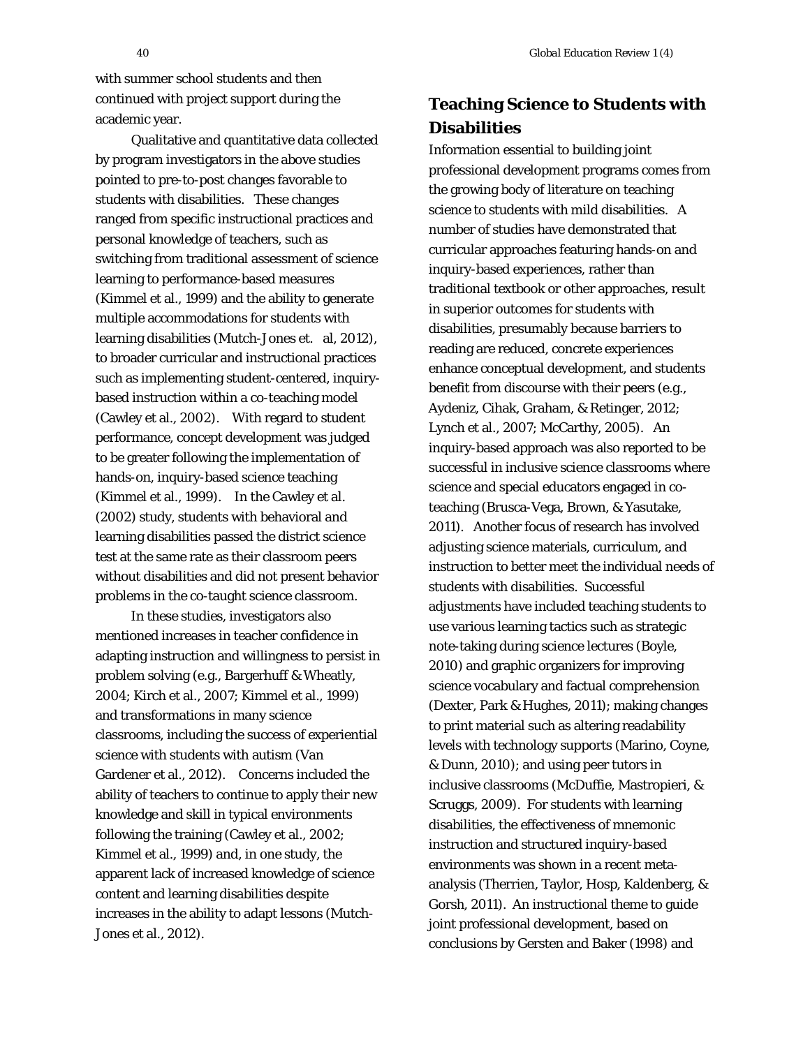with summer school students and then continued with project support during the academic year.

Qualitative and quantitative data collected by program investigators in the above studies pointed to pre-to-post changes favorable to students with disabilities. These changes ranged from specific instructional practices and personal knowledge of teachers, such as switching from traditional assessment of science learning to performance-based measures (Kimmel et al., 1999) and the ability to generate multiple accommodations for students with learning disabilities (Mutch-Jones et. al, 2012), to broader curricular and instructional practices such as implementing student-centered, inquiry-based instruction within a co-teaching model (Cawley et al., 2002). With regard to student performance, concept development was judged to be greater following the implementation of hands-on, inquiry-based science teaching (Kimmel et al., 1999). In the Cawley et al. (2002) study, students with behavioral and learning disabilities passed the district science test at the same rate as their classroom peers without disabilities and did not present behavior problems in the co-taught science classroom.

In these studies, investigators also mentioned increases in teacher confidence in adapting instruction and willingness to persist in problem solving (e.g., Bargerhuff & Wheatly, 2004; Kirch et al., 2007; Kimmel et al., 1999) and transformations in many science classrooms, including the success of experiential science with students with autism (Van Gardener et al., 2012). Concerns included the ability of teachers to continue to apply their new knowledge and skill in typical environments following the training (Cawley et al., 2002; Kimmel et al., 1999) and, in one study, the apparent lack of increased knowledge of science content and learning disabilities despite increases in the ability to adapt lessons (Mutch-Jones et al., 2012).

## Teaching Science to Students with Disabilities

Information essential to building joint professional development programs comes from the growing body of literature on teaching science to students with mild disabilities. A number of studies have demonstrated that curricular approaches featuring hands-on and inquiry-based experiences, rather than traditional textbook or other approaches, result in superior outcomes for students with disabilities, presumably because barriers to reading are reduced, concrete experiences enhance conceptual development, and students benefit from discourse with their peers (e.g., Aydeniz, Cihak, Graham, & Retinger, 2012; Lynch et al., 2007; McCarthy, 2005). An inquiry-based approach was also reported to be successful in inclusive science classrooms where science and special educators engaged in co-teaching (Brusca-Vega, Brown, & Yasutake, 2011). Another focus of research has involved adjusting science materials, curriculum, and instruction to better meet the individual needs of students with disabilities. Successful adjustments have included teaching students to use various learning tactics such as strategic note-taking during science lectures (Boyle, 2010) and graphic organizers for improving science vocabulary and factual comprehension (Dexter, Park & Hughes, 2011); making changes to print material such as altering readability levels with technology supports (Marino, Coyne, & Dunn, 2010); and using peer tutors in inclusive classrooms (McDuffie, Mastropieri, & Scruggs, 2009). For students with learning disabilities, the effectiveness of mnemonic instruction and structured inquiry-based environments was shown in a recent meta-analysis (Therrien, Taylor, Hosp, Kaldenberg, & Gorsh, 2011). An instructional theme to guide joint professional development, based on conclusions by Gersten and Baker (1998) and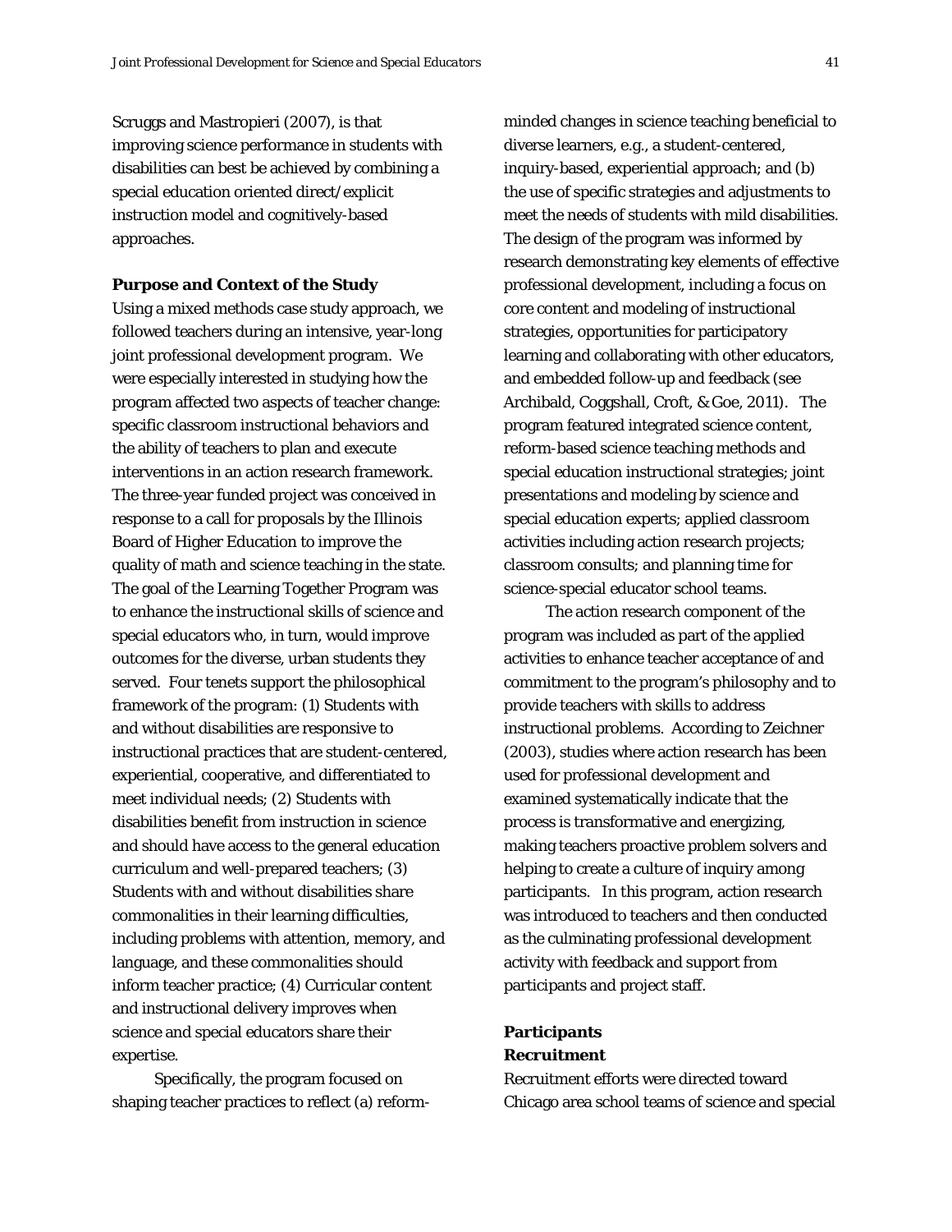Scruggs and Mastropieri (2007), is that improving science performance in students with disabilities can best be achieved by combining a special education oriented direct/explicit instruction model and cognitively-based approaches.

### Purpose and Context of the Study

Using a mixed methods case study approach, we followed teachers during an intensive, year-long joint professional development program. We were especially interested in studying how the program affected two aspects of teacher change: specific classroom instructional behaviors and the ability of teachers to plan and execute interventions in an action research framework. The three-year funded project was conceived in response to a call for proposals by the Illinois Board of Higher Education to improve the quality of math and science teaching in the state. The goal of the Learning Together Program was to enhance the instructional skills of science and special educators who, in turn, would improve outcomes for the diverse, urban students they served. Four tenets support the philosophical framework of the program: (1) Students with and without disabilities are responsive to instructional practices that are student-centered, experiential, cooperative, and differentiated to meet individual needs; (2) Students with disabilities benefit from instruction in science and should have access to the general education curriculum and well-prepared teachers; (3) Students with and without disabilities share commonalities in their learning difficulties, including problems with attention, memory, and language, and these commonalities should inform teacher practice; (4) Curricular content and instructional delivery improves when science and special educators share their expertise.

Specifically, the program focused on shaping teacher practices to reflect (a) reform-minded changes in science teaching beneficial to diverse learners, e.g., a student-centered, inquiry-based, experiential approach; and (b) the use of specific strategies and adjustments to meet the needs of students with mild disabilities. The design of the program was informed by research demonstrating key elements of effective professional development, including a focus on core content and modeling of instructional strategies, opportunities for participatory learning and collaborating with other educators, and embedded follow-up and feedback (see Archibald, Coggshall, Croft, & Goe, 2011). The program featured integrated science content, reform-based science teaching methods and special education instructional strategies; joint presentations and modeling by science and special education experts; applied classroom activities including action research projects; classroom consults; and planning time for science-special educator school teams.

The action research component of the program was included as part of the applied activities to enhance teacher acceptance of and commitment to the program's philosophy and to provide teachers with skills to address instructional problems. According to Zeichner (2003), studies where action research has been used for professional development and examined systematically indicate that the process is transformative and energizing, making teachers proactive problem solvers and helping to create a culture of inquiry among participants. In this program, action research was introduced to teachers and then conducted as the culminating professional development activity with feedback and support from participants and project staff.

### Participants

#### Recruitment

Recruitment efforts were directed toward Chicago area school teams of science and special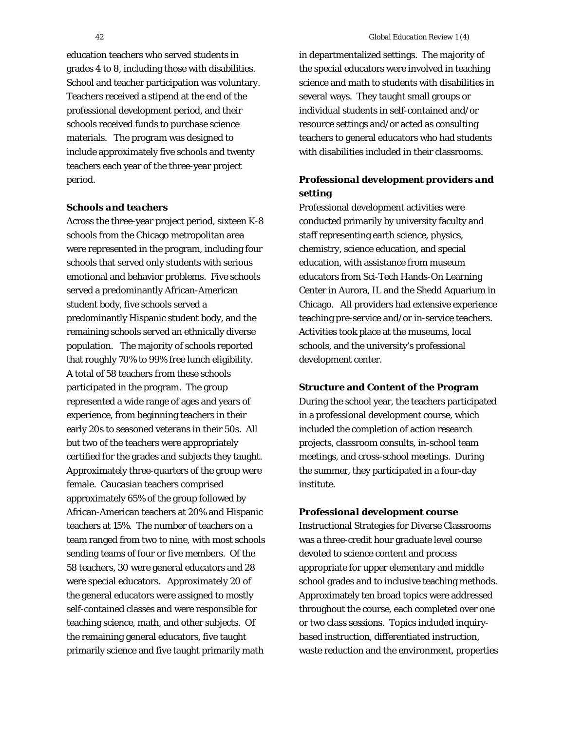education teachers who served students in grades 4 to 8, including those with disabilities. School and teacher participation was voluntary. Teachers received a stipend at the end of the professional development period, and their schools received funds to purchase science materials. The program was designed to include approximately five schools and twenty teachers each year of the three-year project period.

### *Schools and teachers*

Across the three-year project period, sixteen K-8 schools from the Chicago metropolitan area were represented in the program, including four schools that served only students with serious emotional and behavior problems. Five schools served a predominantly African-American student body, five schools served a predominantly Hispanic student body, and the remaining schools served an ethnically diverse population. The majority of schools reported that roughly 70% to 99% free lunch eligibility. A total of 58 teachers from these schools participated in the program. The group represented a wide range of ages and years of experience, from beginning teachers in their early 20s to seasoned veterans in their 50s. All but two of the teachers were appropriately certified for the grades and subjects they taught. Approximately three-quarters of the group were female. Caucasian teachers comprised approximately 65% of the group followed by African-American teachers at 20% and Hispanic teachers at 15%. The number of teachers on a team ranged from two to nine, with most schools sending teams of four or five members. Of the 58 teachers, 30 were general educators and 28 were special educators. Approximately 20 of the general educators were assigned to mostly self-contained classes and were responsible for teaching science, math, and other subjects. Of the remaining general educators, five taught primarily science and five taught primarily math in departmentalized settings. The majority of the special educators were involved in teaching science and math to students with disabilities in several ways. They taught small groups or individual students in self-contained and/or resource settings and/or acted as consulting teachers to general educators who had students with disabilities included in their classrooms.

### *Professional development providers and setting*

Professional development activities were conducted primarily by university faculty and staff representing earth science, physics, chemistry, science education, and special education, with assistance from museum educators from Sci-Tech Hands-On Learning Center in Aurora, IL and the Shedd Aquarium in Chicago. All providers had extensive experience teaching pre-service and/or in-service teachers. Activities took place at the museums, local schools, and the university's professional development center.

## **Structure and Content of the Program**

During the school year, the teachers participated in a professional development course, which included the completion of action research projects, classroom consults, in-school team meetings, and cross-school meetings. During the summer, they participated in a four-day institute.

### *Professional development course*

Instructional Strategies for Diverse Classrooms was a three-credit hour graduate level course devoted to science content and process appropriate for upper elementary and middle school grades and to inclusive teaching methods. Approximately ten broad topics were addressed throughout the course, each completed over one or two class sessions. Topics included inquiry-based instruction, differentiated instruction, waste reduction and the environment, properties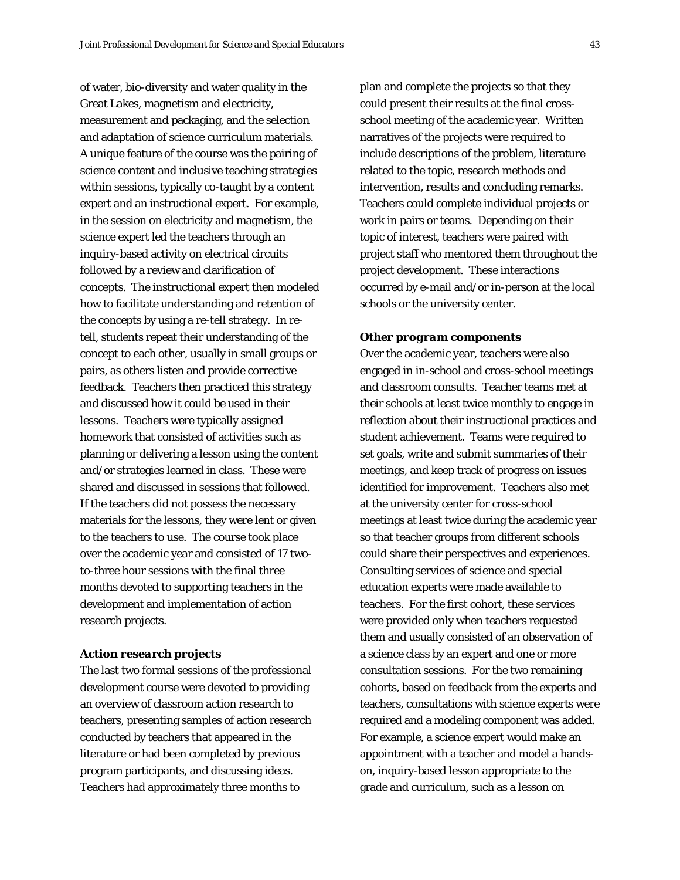of water, bio-diversity and water quality in the Great Lakes, magnetism and electricity, measurement and packaging, and the selection and adaptation of science curriculum materials. A unique feature of the course was the pairing of science content and inclusive teaching strategies within sessions, typically co-taught by a content expert and an instructional expert. For example, in the session on electricity and magnetism, the science expert led the teachers through an inquiry-based activity on electrical circuits followed by a review and clarification of concepts. The instructional expert then modeled how to facilitate understanding and retention of the concepts by using a re-tell strategy. In re-tell, students repeat their understanding of the concept to each other, usually in small groups or pairs, as others listen and provide corrective feedback. Teachers then practiced this strategy and discussed how it could be used in their lessons. Teachers were typically assigned homework that consisted of activities such as planning or delivering a lesson using the content and/or strategies learned in class. These were shared and discussed in sessions that followed. If the teachers did not possess the necessary materials for the lessons, they were lent or given to the teachers to use. The course took place over the academic year and consisted of 17 two-to-three hour sessions with the final three months devoted to supporting teachers in the development and implementation of action research projects.

### *Action research projects*

The last two formal sessions of the professional development course were devoted to providing an overview of classroom action research to teachers, presenting samples of action research conducted by teachers that appeared in the literature or had been completed by previous program participants, and discussing ideas. Teachers had approximately three months to plan and complete the projects so that they could present their results at the final cross-school meeting of the academic year. Written narratives of the projects were required to include descriptions of the problem, literature related to the topic, research methods and intervention, results and concluding remarks. Teachers could complete individual projects or work in pairs or teams. Depending on their topic of interest, teachers were paired with project staff who mentored them throughout the project development. These interactions occurred by e-mail and/or in-person at the local schools or the university center.

### *Other program components*

Over the academic year, teachers were also engaged in in-school and cross-school meetings and classroom consults. Teacher teams met at their schools at least twice monthly to engage in reflection about their instructional practices and student achievement. Teams were required to set goals, write and submit summaries of their meetings, and keep track of progress on issues identified for improvement. Teachers also met at the university center for cross-school meetings at least twice during the academic year so that teacher groups from different schools could share their perspectives and experiences. Consulting services of science and special education experts were made available to teachers. For the first cohort, these services were provided only when teachers requested them and usually consisted of an observation of a science class by an expert and one or more consultation sessions. For the two remaining cohorts, based on feedback from the experts and teachers, consultations with science experts were required and a modeling component was added. For example, a science expert would make an appointment with a teacher and model a hands-on, inquiry-based lesson appropriate to the grade and curriculum, such as a lesson on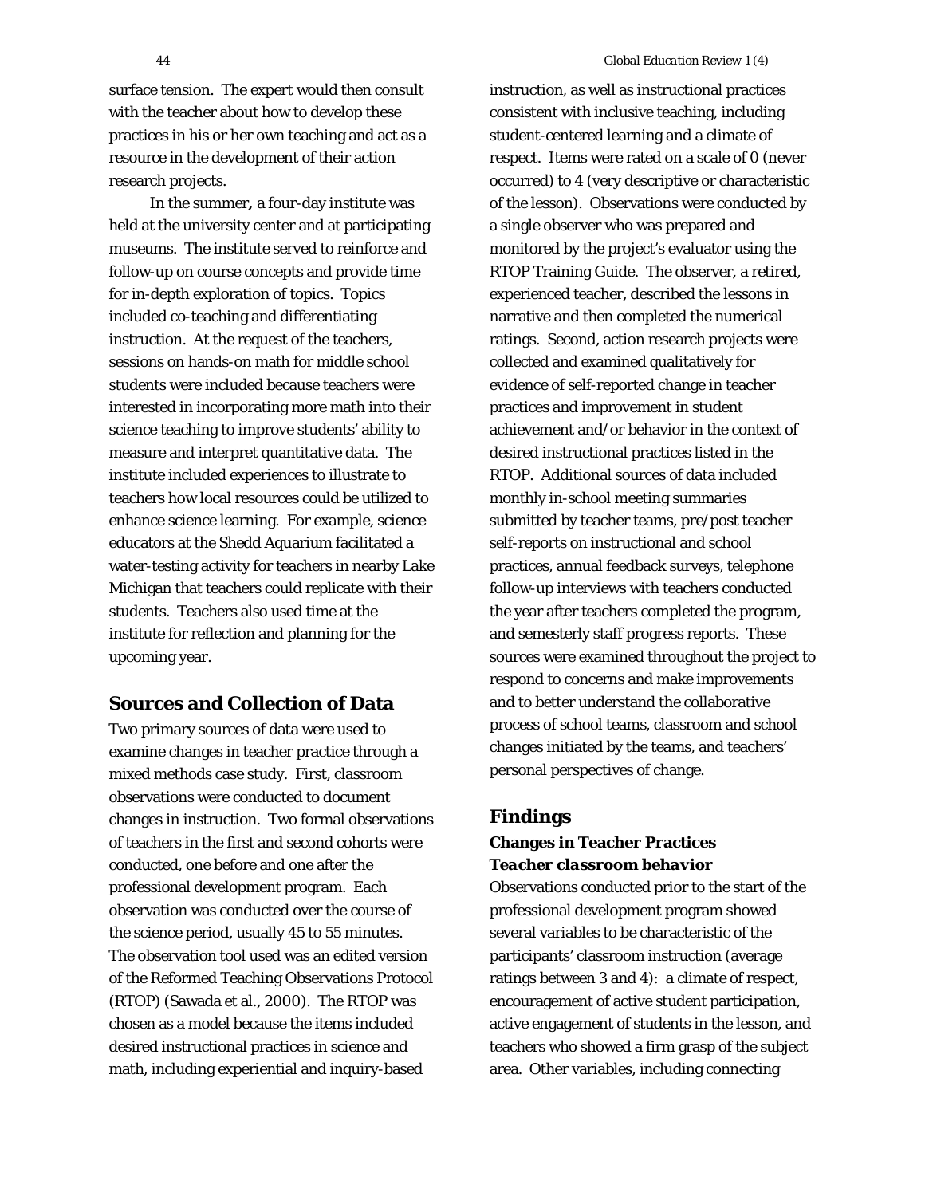surface tension. The expert would then consult with the teacher about how to develop these practices in his or her own teaching and act as a resource in the development of their action research projects.

In the summer**,** a four-day institute was held at the university center and at participating museums. The institute served to reinforce and follow-up on course concepts and provide time for in-depth exploration of topics. Topics included co-teaching and differentiating instruction. At the request of the teachers, sessions on hands-on math for middle school students were included because teachers were interested in incorporating more math into their science teaching to improve students' ability to measure and interpret quantitative data. The institute included experiences to illustrate to teachers how local resources could be utilized to enhance science learning. For example, science educators at the Shedd Aquarium facilitated a water-testing activity for teachers in nearby Lake Michigan that teachers could replicate with their students. Teachers also used time at the institute for reflection and planning for the upcoming year.

## Sources and Collection of Data

Two primary sources of data were used to examine changes in teacher practice through a mixed methods case study. First, classroom observations were conducted to document changes in instruction. Two formal observations of teachers in the first and second cohorts were conducted, one before and one after the professional development program. Each observation was conducted over the course of the science period, usually 45 to 55 minutes. The observation tool used was an edited version of the Reformed Teaching Observations Protocol (RTOP) (Sawada et al., 2000). The RTOP was chosen as a model because the items included desired instructional practices in science and math, including experiential and inquiry-based instruction, as well as instructional practices consistent with inclusive teaching, including student-centered learning and a climate of respect. Items were rated on a scale of 0 (never occurred) to 4 (very descriptive or characteristic of the lesson). Observations were conducted by a single observer who was prepared and monitored by the project's evaluator using the RTOP Training Guide. The observer, a retired, experienced teacher, described the lessons in narrative and then completed the numerical ratings. Second, action research projects were collected and examined qualitatively for evidence of self-reported change in teacher practices and improvement in student achievement and/or behavior in the context of desired instructional practices listed in the RTOP. Additional sources of data included monthly in-school meeting summaries submitted by teacher teams, pre/post teacher self-reports on instructional and school practices, annual feedback surveys, telephone follow-up interviews with teachers conducted the year after teachers completed the program, and semesterly staff progress reports. These sources were examined throughout the project to respond to concerns and make improvements and to better understand the collaborative process of school teams, classroom and school changes initiated by the teams, and teachers' personal perspectives of change.

## Findings

### Changes in Teacher Practices

#### *Teacher classroom behavior*

Observations conducted prior to the start of the professional development program showed several variables to be characteristic of the participants' classroom instruction (average ratings between 3 and 4): a climate of respect, encouragement of active student participation, active engagement of students in the lesson, and teachers who showed a firm grasp of the subject area. Other variables, including connecting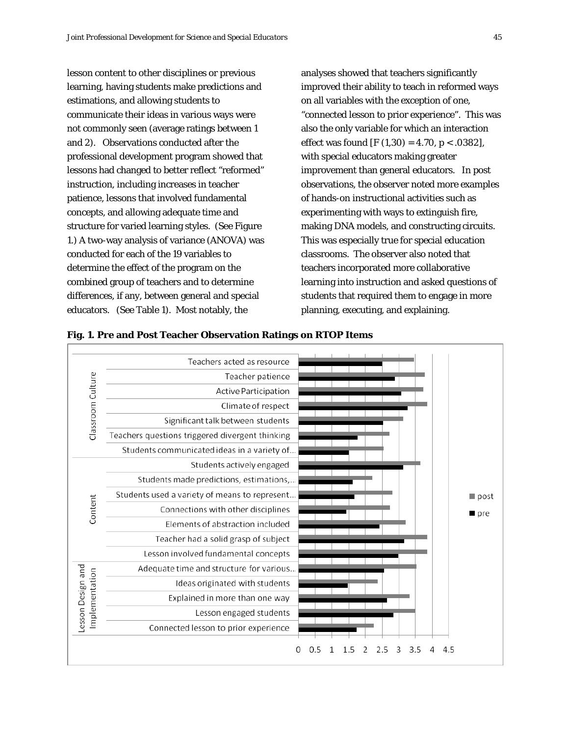lesson content to other disciplines or previous learning, having students make predictions and estimations, and allowing students to communicate their ideas in various ways were not commonly seen (average ratings between 1 and 2). Observations conducted after the professional development program showed that lessons had changed to better reflect "reformed" instruction, including increases in teacher patience, lessons that involved fundamental concepts, and allowing adequate time and structure for varied learning styles. (See Figure 1.) A two-way analysis of variance (ANOVA) was conducted for each of the 19 variables to determine the effect of the program on the combined group of teachers and to determine differences, if any, between general and special educators. (See Table 1). Most notably, the analyses showed that teachers significantly improved their ability to teach in reformed ways on all variables with the exception of one, "connected lesson to prior experience". This was also the only variable for which an interaction effect was found [$F(1,30) = 4.70$, $p < .0382$], with special educators making greater improvement than general educators. In post observations, the observer noted more examples of hands-on instructional activities such as experimenting with ways to extinguish fire, making DNA models, and constructing circuits. This was especially true for special education classrooms. The observer also noted that teachers incorporated more collaborative learning into instruction and asked questions of students that required them to engage in more planning, executing, and explaining.

**Fig. 1. Pre and Post Teacher Observation Ratings on RTOP Items**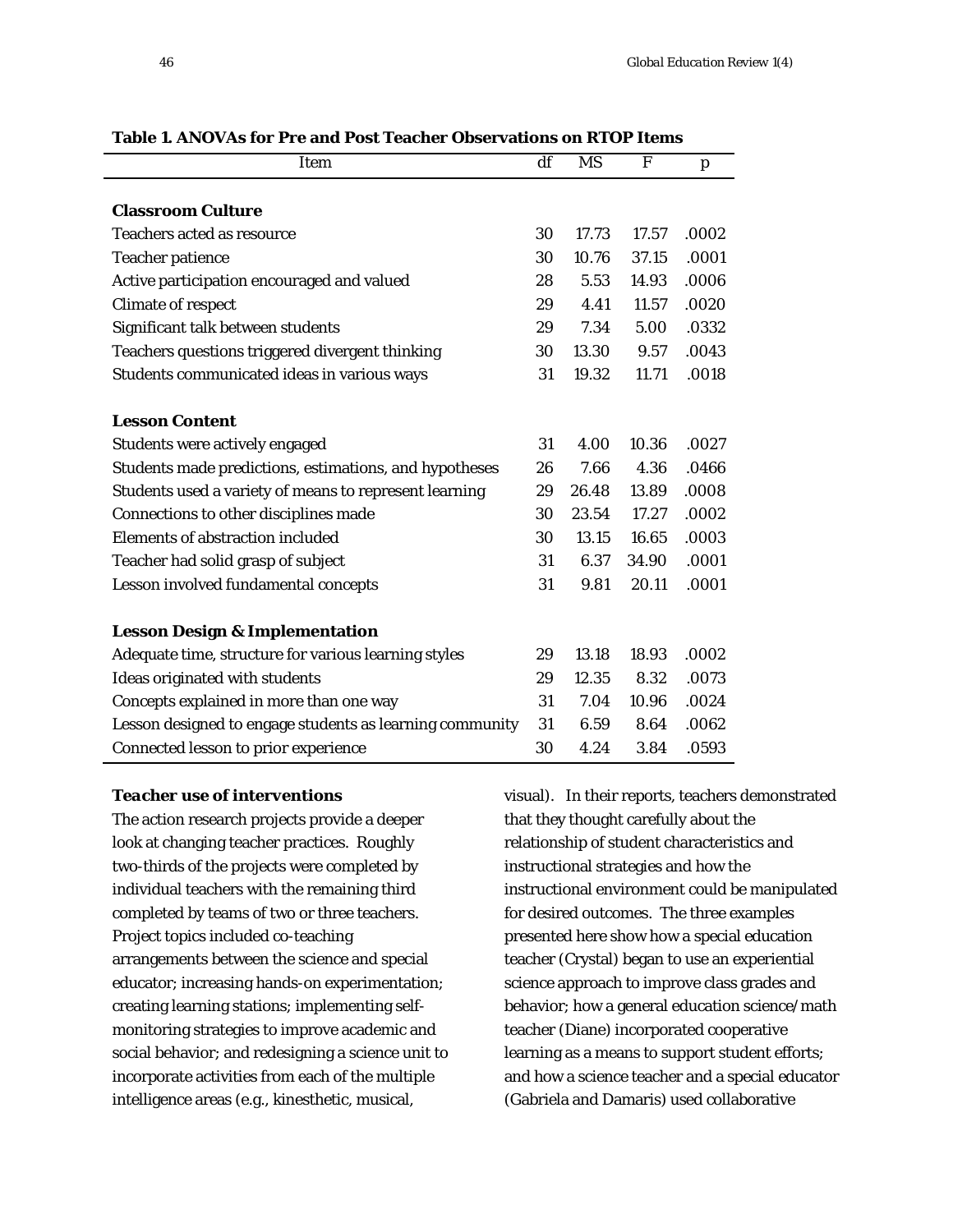**Table 1. ANOVAs for Pre and Post Teacher Observations on RTOP Items**

| Item | df | MS | F | p |
|---|---|---|---|---|
| **Classroom Culture** | | | | |
| Teachers acted as resource | 30 | 17.73 | 17.57 | .0002 |
| Teacher patience | 30 | 10.76 | 37.15 | .0001 |
| Active participation encouraged and valued | 28 | 5.53 | 14.93 | .0006 |
| Climate of respect | 29 | 4.41 | 11.57 | .0020 |
| Significant talk between students | 29 | 7.34 | 5.00 | .0332 |
| Teachers questions triggered divergent thinking | 30 | 13.30 | 9.57 | .0043 |
| Students communicated ideas in various ways | 31 | 19.32 | 11.71 | .0018 |
| **Lesson Content** | | | | |
| Students were actively engaged | 31 | 4.00 | 10.36 | .0027 |
| Students made predictions, estimations, and hypotheses | 26 | 7.66 | 4.36 | .0466 |
| Students used a variety of means to represent learning | 29 | 26.48 | 13.89 | .0008 |
| Connections to other disciplines made | 30 | 23.54 | 17.27 | .0002 |
| Elements of abstraction included | 30 | 13.15 | 16.65 | .0003 |
| Teacher had solid grasp of subject | 31 | 6.37 | 34.90 | .0001 |
| Lesson involved fundamental concepts | 31 | 9.81 | 20.11 | .0001 |
| **Lesson Design & Implementation** | | | | |
| Adequate time, structure for various learning styles | 29 | 13.18 | 18.93 | .0002 |
| Ideas originated with students | 29 | 12.35 | 8.32 | .0073 |
| Concepts explained in more than one way | 31 | 7.04 | 10.96 | .0024 |
| Lesson designed to engage students as learning community | 31 | 6.59 | 8.64 | .0062 |
| Connected lesson to prior experience | 30 | 4.24 | 3.84 | .0593 |

***Teacher use of interventions***

The action research projects provide a deeper look at changing teacher practices. Roughly two-thirds of the projects were completed by individual teachers with the remaining third completed by teams of two or three teachers. Project topics included co-teaching arrangements between the science and special educator; increasing hands-on experimentation; creating learning stations; implementing self-monitoring strategies to improve academic and social behavior; and redesigning a science unit to incorporate activities from each of the multiple intelligence areas (e.g., kinesthetic, musical, visual). In their reports, teachers demonstrated that they thought carefully about the relationship of student characteristics and instructional strategies and how the instructional environment could be manipulated for desired outcomes. The three examples presented here show how a special education teacher (Crystal) began to use an experiential science approach to improve class grades and behavior; how a general education science/math teacher (Diane) incorporated cooperative learning as a means to support student efforts; and how a science teacher and a special educator (Gabriela and Damaris) used collaborative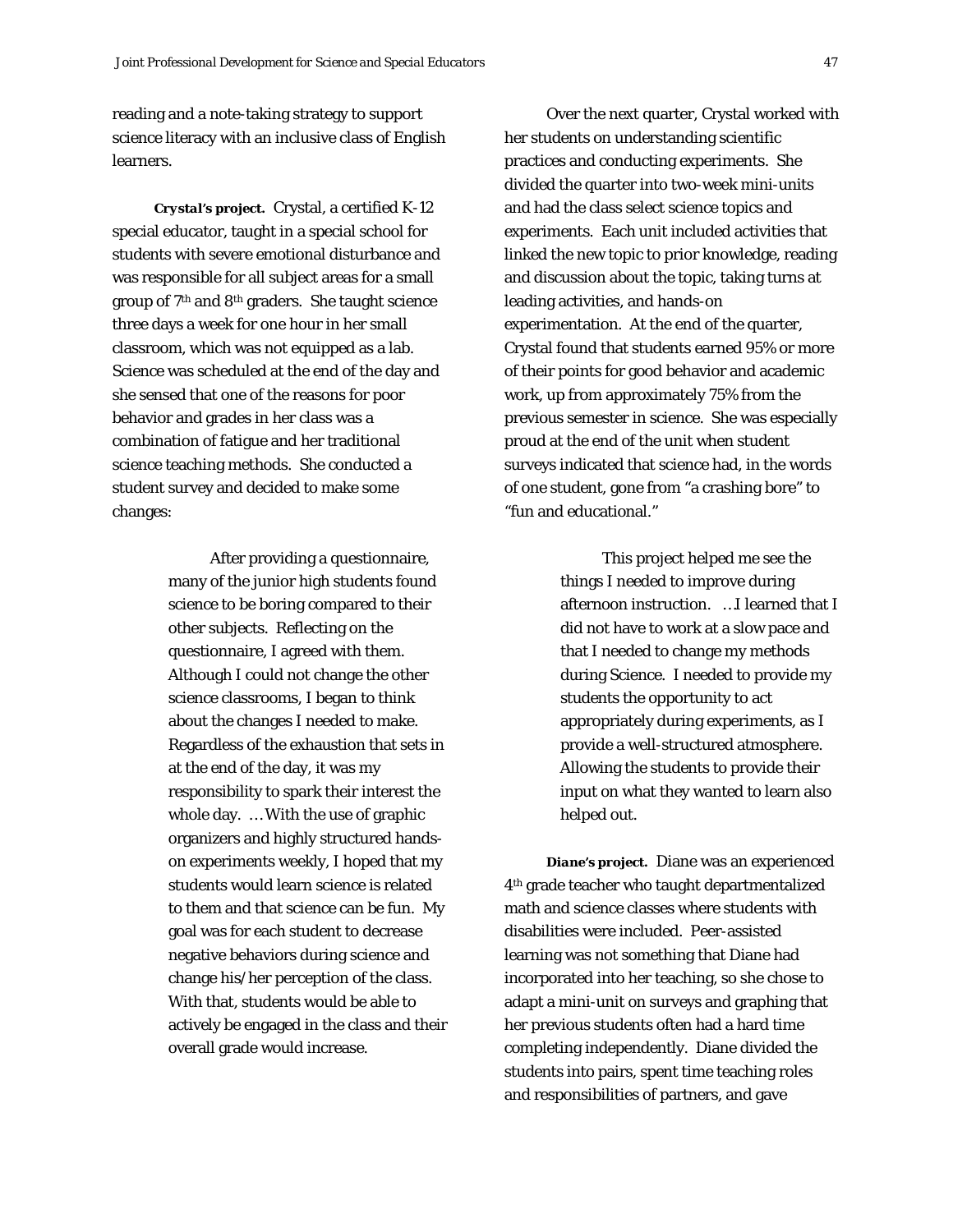reading and a note-taking strategy to support science literacy with an inclusive class of English learners.

***Crystal's project.*** Crystal, a certified K-12 special educator, taught in a special school for students with severe emotional disturbance and was responsible for all subject areas for a small group of 7th and 8th graders. She taught science three days a week for one hour in her small classroom, which was not equipped as a lab. Science was scheduled at the end of the day and she sensed that one of the reasons for poor behavior and grades in her class was a combination of fatigue and her traditional science teaching methods. She conducted a student survey and decided to make some changes:

> After providing a questionnaire, many of the junior high students found science to be boring compared to their other subjects. Reflecting on the questionnaire, I agreed with them. Although I could not change the other science classrooms, I began to think about the changes I needed to make. Regardless of the exhaustion that sets in at the end of the day, it was my responsibility to spark their interest the whole day. …With the use of graphic organizers and highly structured hands-on experiments weekly, I hoped that my students would learn science is related to them and that science can be fun. My goal was for each student to decrease negative behaviors during science and change his/her perception of the class. With that, students would be able to actively be engaged in the class and their overall grade would increase.

Over the next quarter, Crystal worked with her students on understanding scientific practices and conducting experiments. She divided the quarter into two-week mini-units and had the class select science topics and experiments. Each unit included activities that linked the new topic to prior knowledge, reading and discussion about the topic, taking turns at leading activities, and hands-on experimentation. At the end of the quarter, Crystal found that students earned 95% or more of their points for good behavior and academic work, up from approximately 75% from the previous semester in science. She was especially proud at the end of the unit when student surveys indicated that science had, in the words of one student, gone from "a crashing bore" to "fun and educational."

> This project helped me see the things I needed to improve during afternoon instruction. …I learned that I did not have to work at a slow pace and that I needed to change my methods during Science. I needed to provide my students the opportunity to act appropriately during experiments, as I provide a well-structured atmosphere. Allowing the students to provide their input on what they wanted to learn also helped out.

***Diane's project.*** Diane was an experienced 4th grade teacher who taught departmentalized math and science classes where students with disabilities were included. Peer-assisted learning was not something that Diane had incorporated into her teaching, so she chose to adapt a mini-unit on surveys and graphing that her previous students often had a hard time completing independently. Diane divided the students into pairs, spent time teaching roles and responsibilities of partners, and gave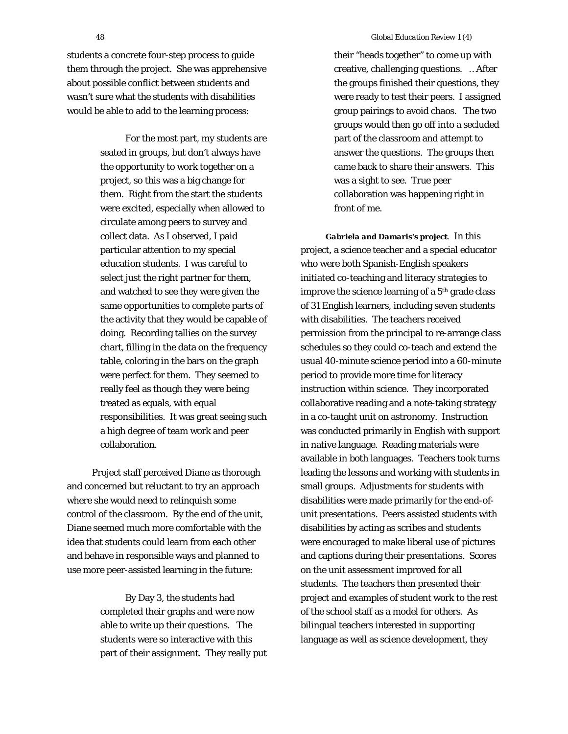students a concrete four-step process to guide them through the project. She was apprehensive about possible conflict between students and wasn't sure what the students with disabilities would be able to add to the learning process:

> For the most part, my students are seated in groups, but don't always have the opportunity to work together on a project, so this was a big change for them. Right from the start the students were excited, especially when allowed to circulate among peers to survey and collect data. As I observed, I paid particular attention to my special education students. I was careful to select just the right partner for them, and watched to see they were given the same opportunities to complete parts of the activity that they would be capable of doing. Recording tallies on the survey chart, filling in the data on the frequency table, coloring in the bars on the graph were perfect for them. They seemed to really feel as though they were being treated as equals, with equal responsibilities. It was great seeing such a high degree of team work and peer collaboration.

Project staff perceived Diane as thorough and concerned but reluctant to try an approach where she would need to relinquish some control of the classroom. By the end of the unit, Diane seemed much more comfortable with the idea that students could learn from each other and behave in responsible ways and planned to use more peer-assisted learning in the future:

> By Day 3, the students had completed their graphs and were now able to write up their questions. The students were so interactive with this part of their assignment. They really put their "heads together" to come up with creative, challenging questions. …After the groups finished their questions, they were ready to test their peers. I assigned group pairings to avoid chaos. The two groups would then go off into a secluded part of the classroom and attempt to answer the questions. The groups then came back to share their answers. This was a sight to see. True peer collaboration was happening right in front of me.

***Gabriela and Damaris's project***. In this project, a science teacher and a special educator who were both Spanish-English speakers initiated co-teaching and literacy strategies to improve the science learning of a 5th grade class of 31 English learners, including seven students with disabilities. The teachers received permission from the principal to re-arrange class schedules so they could co-teach and extend the usual 40-minute science period into a 60-minute period to provide more time for literacy instruction within science. They incorporated collaborative reading and a note-taking strategy in a co-taught unit on astronomy. Instruction was conducted primarily in English with support in native language. Reading materials were available in both languages. Teachers took turns leading the lessons and working with students in small groups. Adjustments for students with disabilities were made primarily for the end-of-unit presentations. Peers assisted students with disabilities by acting as scribes and students were encouraged to make liberal use of pictures and captions during their presentations. Scores on the unit assessment improved for all students. The teachers then presented their project and examples of student work to the rest of the school staff as a model for others. As bilingual teachers interested in supporting language as well as science development, they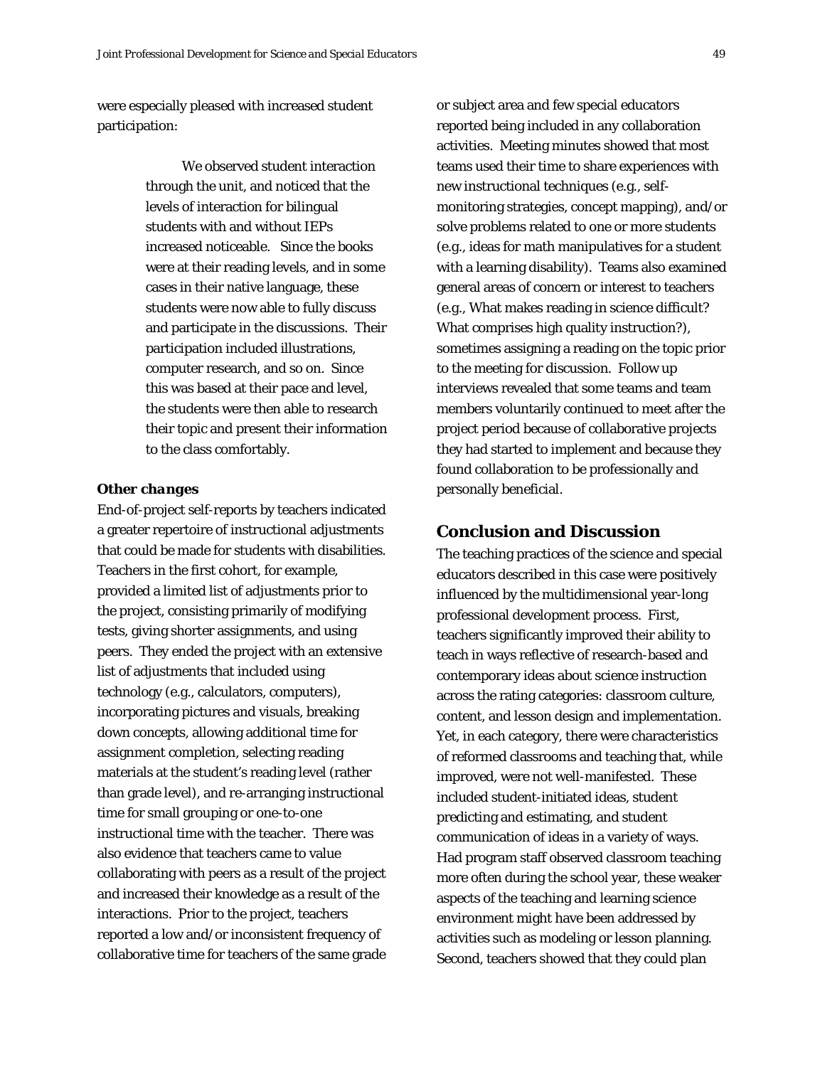were especially pleased with increased student participation:

> We observed student interaction through the unit, and noticed that the levels of interaction for bilingual students with and without IEPs increased noticeable. Since the books were at their reading levels, and in some cases in their native language, these students were now able to fully discuss and participate in the discussions. Their participation included illustrations, computer research, and so on. Since this was based at their pace and level, the students were then able to research their topic and present their information to the class comfortably.

### *Other changes*

End-of-project self-reports by teachers indicated a greater repertoire of instructional adjustments that could be made for students with disabilities. Teachers in the first cohort, for example, provided a limited list of adjustments prior to the project, consisting primarily of modifying tests, giving shorter assignments, and using peers. They ended the project with an extensive list of adjustments that included using technology (e.g., calculators, computers), incorporating pictures and visuals, breaking down concepts, allowing additional time for assignment completion, selecting reading materials at the student's reading level (rather than grade level), and re-arranging instructional time for small grouping or one-to-one instructional time with the teacher. There was also evidence that teachers came to value collaborating with peers as a result of the project and increased their knowledge as a result of the interactions. Prior to the project, teachers reported a low and/or inconsistent frequency of collaborative time for teachers of the same grade or subject area and few special educators reported being included in any collaboration activities. Meeting minutes showed that most teams used their time to share experiences with new instructional techniques (e.g., self-monitoring strategies, concept mapping), and/or solve problems related to one or more students (e.g., ideas for math manipulatives for a student with a learning disability). Teams also examined general areas of concern or interest to teachers (e.g., What makes reading in science difficult? What comprises high quality instruction?), sometimes assigning a reading on the topic prior to the meeting for discussion. Follow up interviews revealed that some teams and team members voluntarily continued to meet after the project period because of collaborative projects they had started to implement and because they found collaboration to be professionally and personally beneficial.

## Conclusion and Discussion

The teaching practices of the science and special educators described in this case were positively influenced by the multidimensional year-long professional development process. First, teachers significantly improved their ability to teach in ways reflective of research-based and contemporary ideas about science instruction across the rating categories: classroom culture, content, and lesson design and implementation. Yet, in each category, there were characteristics of reformed classrooms and teaching that, while improved, were not well-manifested. These included student-initiated ideas, student predicting and estimating, and student communication of ideas in a variety of ways. Had program staff observed classroom teaching more often during the school year, these weaker aspects of the teaching and learning science environment might have been addressed by activities such as modeling or lesson planning. Second, teachers showed that they could plan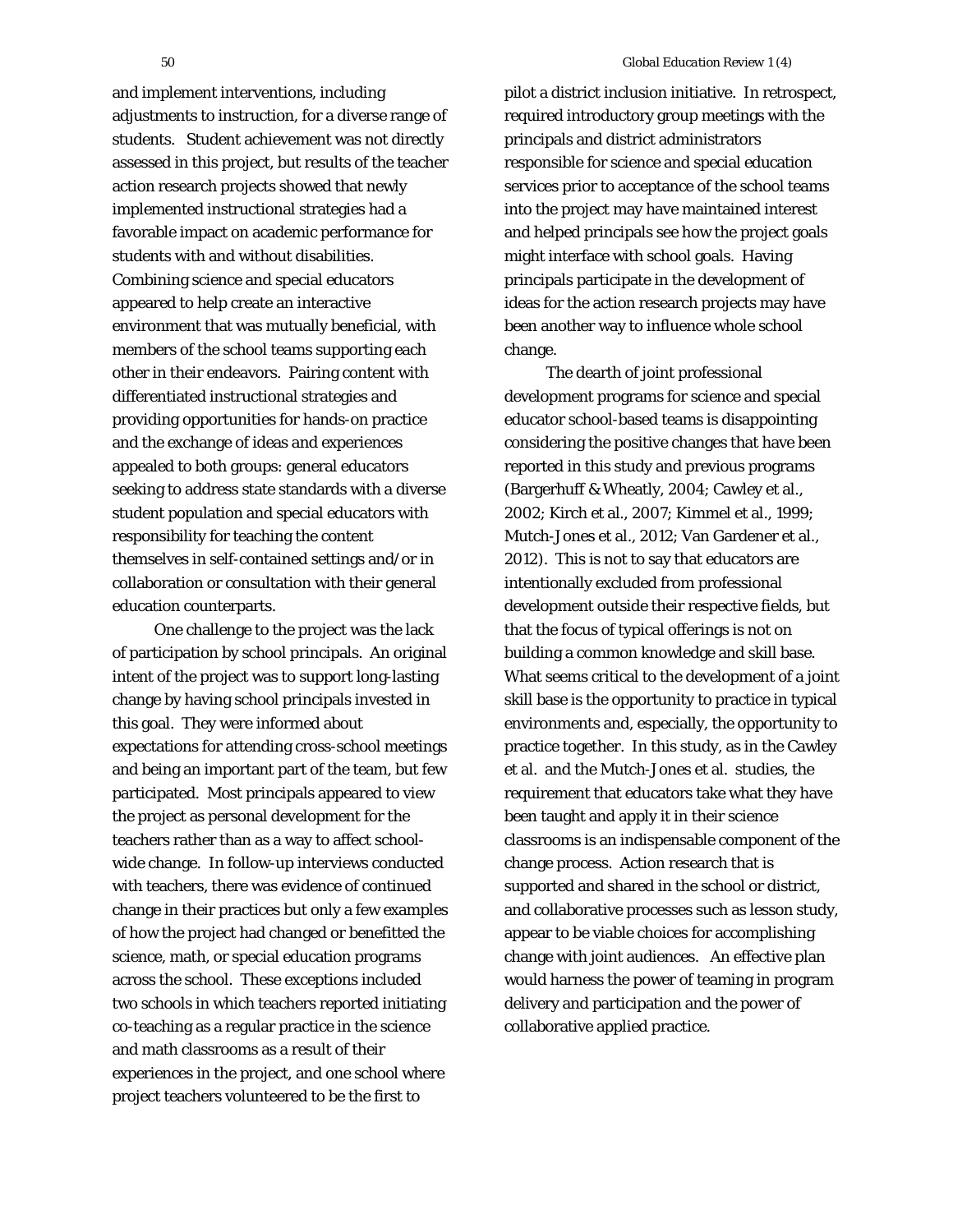and implement interventions, including adjustments to instruction, for a diverse range of students. Student achievement was not directly assessed in this project, but results of the teacher action research projects showed that newly implemented instructional strategies had a favorable impact on academic performance for students with and without disabilities. Combining science and special educators appeared to help create an interactive environment that was mutually beneficial, with members of the school teams supporting each other in their endeavors. Pairing content with differentiated instructional strategies and providing opportunities for hands-on practice and the exchange of ideas and experiences appealed to both groups: general educators seeking to address state standards with a diverse student population and special educators with responsibility for teaching the content themselves in self-contained settings and/or in collaboration or consultation with their general education counterparts.

One challenge to the project was the lack of participation by school principals. An original intent of the project was to support long-lasting change by having school principals invested in this goal. They were informed about expectations for attending cross-school meetings and being an important part of the team, but few participated. Most principals appeared to view the project as personal development for the teachers rather than as a way to affect school-wide change. In follow-up interviews conducted with teachers, there was evidence of continued change in their practices but only a few examples of how the project had changed or benefitted the science, math, or special education programs across the school. These exceptions included two schools in which teachers reported initiating co-teaching as a regular practice in the science and math classrooms as a result of their experiences in the project, and one school where project teachers volunteered to be the first to pilot a district inclusion initiative. In retrospect, required introductory group meetings with the principals and district administrators responsible for science and special education services prior to acceptance of the school teams into the project may have maintained interest and helped principals see how the project goals might interface with school goals. Having principals participate in the development of ideas for the action research projects may have been another way to influence whole school change.

The dearth of joint professional development programs for science and special educator school-based teams is disappointing considering the positive changes that have been reported in this study and previous programs (Bargerhuff & Wheatly, 2004; Cawley et al., 2002; Kirch et al., 2007; Kimmel et al., 1999; Mutch-Jones et al., 2012; Van Gardener et al., 2012). This is not to say that educators are intentionally excluded from professional development outside their respective fields, but that the focus of typical offerings is not on building a common knowledge and skill base. What seems critical to the development of a joint skill base is the opportunity to practice in typical environments and, especially, the opportunity to practice together. In this study, as in the Cawley et al. and the Mutch-Jones et al. studies, the requirement that educators take what they have been taught and apply it in their science classrooms is an indispensable component of the change process. Action research that is supported and shared in the school or district, and collaborative processes such as lesson study, appear to be viable choices for accomplishing change with joint audiences. An effective plan would harness the power of teaming in program delivery and participation and the power of collaborative applied practice.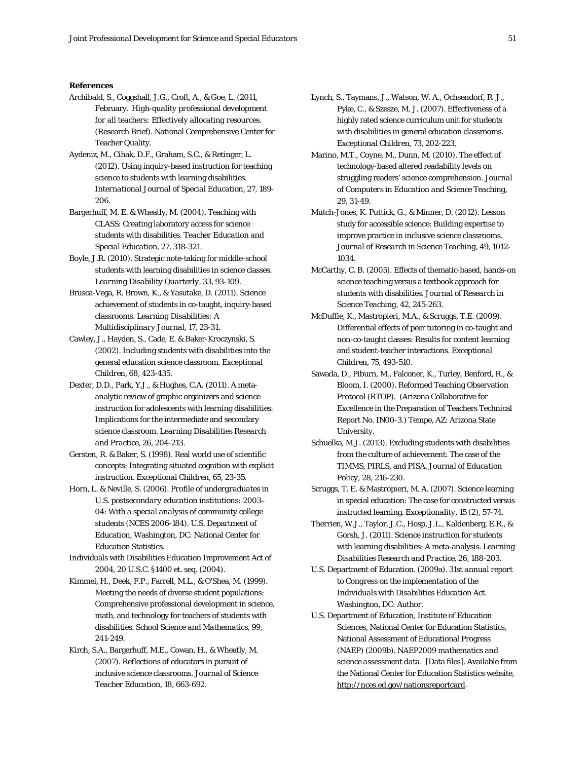**References**

Archibald, S., Coggshall, J.G., Croft, A., & Goe, L. (2011, February. *High-quality professional development for all teachers: Effectively allocating resources.* (Research Brief). National Comprehensive Center for Teacher Quality.

Aydeniz, M., Cihak, D.F., Graham, S.C., & Retinger, L. (2012). Using inquiry-based instruction for teaching science to students with learning disabilities. *International Journal of Special Education, 27*, 189-206.

Bargerhuff, M. E. & Wheatly, M. (2004). Teaching with CLASS: Creating laboratory access for science students with disabilities. *Teacher Education and Special Education, 27*, 318-321.

Boyle, J.R. (2010). Strategic note-taking for middle-school students with learning disabilities in science classes. *Learning Disability Quarterly, 33*, 93-109.

Brusca-Vega, R. Brown, K., & Yasutake, D. (2011). Science achievement of students in co-taught, inquiry-based classrooms. *Learning Disabilities: A Multidisciplinary Journal, 17*, 23-31.

Cawley, J., Hayden, S., Cade, E. & Baker-Kroczynski, S. (2002). Including students with disabilities into the general education science classroom. *Exceptional Children, 68*, 423-435.

Dexter, D.D., Park, Y.J., & Hughes, C.A. (2011). A meta-analytic review of graphic organizers and science instruction for adolescents with learning disabilities: Implications for the intermediate and secondary science classroom. *Learning Disabilities Research and Practice, 26*, 204-213.

Gersten, R. & Baker, S. (1998). Real world use of scientific concepts: Integrating situated cognition with explicit instruction. *Exceptional Children, 65*, 23-35.

Horn, L. & Neville, S. (2006). *Profile of undergraduates in U.S. postsecondary education institutions: 2003–04: With a special analysis of community college students* (NCES 2006-184). U.S. Department of Education, Washington, DC: National Center for Education Statistics.

Individuals with Disabilities Education Improvement Act of 2004, 20 U.S.C. §1400 et. seq. (2004).

Kimmel, H., Deek, F.P., Farrell, M.L., & O'Shea, M. (1999). Meeting the needs of diverse student populations: Comprehensive professional development in science, math, and technology for teachers of students with disabilities. *School Science and Mathematics, 99*, 241-249.

Kirch, S.A., Bargerhuff, M.E., Cowan, H., & Wheatly, M. (2007). Reflections of educators in pursuit of inclusive science classrooms. *Journal of Science Teacher Education, 18*, 663-692.

Lynch, S., Taymans, J., Watson, W. A., Ochsendorf, R J., Pyke, C., & Szesze, M. J. (2007). Effectiveness of a highly rated science curriculum unit for students with disabilities in general education classrooms. *Exceptional Children, 73*, 202-223.

Marino, M.T., Coyne, M., Dunn, M. (2010). The effect of technology-based altered readability levels on struggling readers' science comprehension. *Journal of Computers in Education and Science Teaching, 29*, 31-49.

Mutch-Jones, K. Puttick, G., & Minner, D. (2012). Lesson study for accessible science: Building expertise to improve practice in inclusive science classrooms. *Journal of Research in Science Teaching, 49*, 1012-1034.

McCarthy, C. B. (2005). Effects of thematic-based, hands-on science teaching versus a textbook approach for students with disabilities. *Journal of Research in Science Teaching, 42*, 245-263.

McDuffie, K., Mastropieri, M.A., & Scruggs, T.E. (2009). Differential effects of peer tutoring in co-taught and non-co-taught classes: Results for content learning and student-teacher interactions. *Exceptional Children, 75*, 493-510.

Sawada, D., Piburn, M., Falconer, K., Turley, Benford, R., & Bloom, I. (2000). Reformed Teaching Observation Protocol (RTOP). (Arizona Collaborative for Excellence in the Preparation of Teachers Technical Report No. IN00-3.) Tempe, AZ: Arizona State University.

Schuelka, M.J. (2013). Excluding students with disabilities from the culture of achievement: The case of the TIMMS, PIRLS, and PISA. *Journal of Education Policy, 28*, 216-230.

Scruggs, T. E. & Mastropieri, M. A. (2007). Science learning in special education: The case for constructed versus instructed learning. *Exceptionality, 15* (2), 57-74.

Therrien, W.J., Taylor, J.C., Hosp, J.L., Kaldenberg, E.R., & Gorsh, J. (2011). Science instruction for students with learning disabilities: A meta-analysis. *Learning Disabilities Research and Practice, 26*, 188-203.

U.S. Department of Education. (2009a). *31st annual report to Congress on the implementation of the Individuals with Disabilities Education Act.* Washington, DC: Author.

U.S. Department of Education, Institute of Education Sciences, National Center for Education Statistics, National Assessment of Educational Progress (NAEP) (2009b). *NAEP2009 mathematics and science assessment data.* [Data files]. Available from the National Center for Education Statistics website, http://nces.ed.gov/nationsreportcard.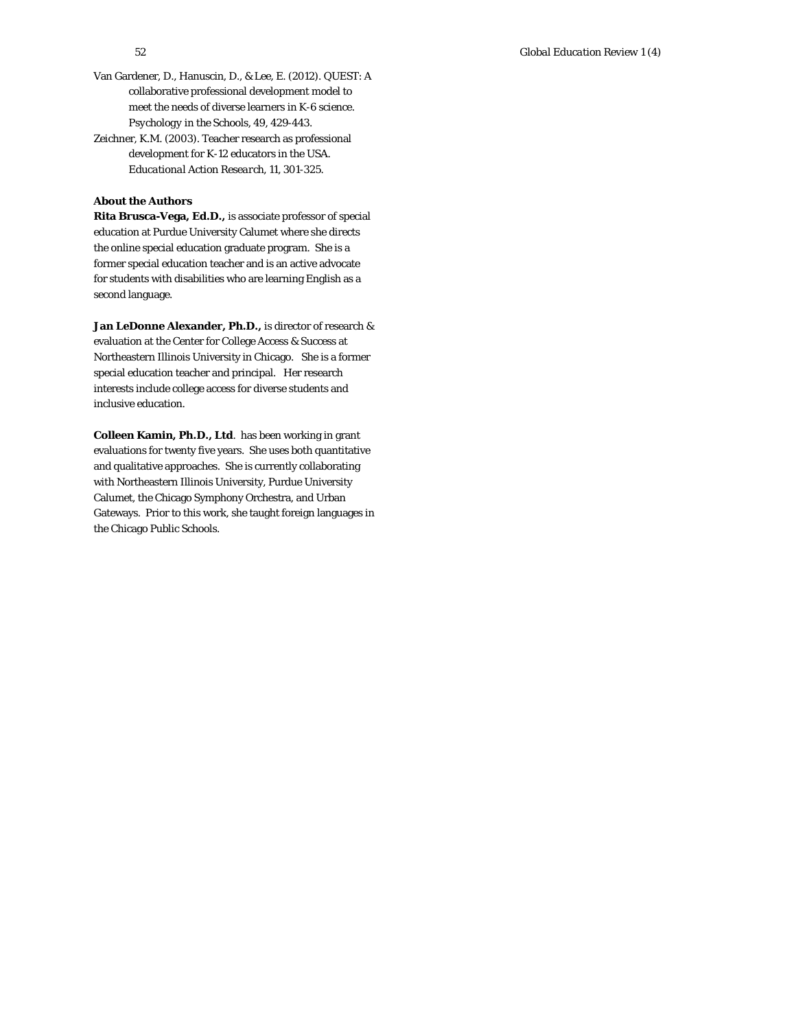Van Gardener, D., Hanuscin, D., & Lee, E. (2012). QUEST: A collaborative professional development model to meet the needs of diverse learners in K-6 science. Psychology in the Schools, 49, 429-443.

Zeichner, K.M. (2003). Teacher research as professional development for K-12 educators in the USA. *Educational Action Research*, 11, 301-325.

**About the Authors**

**Rita Brusca-Vega, Ed.D.,** is associate professor of special education at Purdue University Calumet where she directs the online special education graduate program. She is a former special education teacher and is an active advocate for students with disabilities who are learning English as a second language.

**Jan LeDonne Alexander, Ph.D.,** is director of research & evaluation at the Center for College Access & Success at Northeastern Illinois University in Chicago. She is a former special education teacher and principal. Her research interests include college access for diverse students and inclusive education.

**Colleen Kamin, Ph.D., Ltd**. has been working in grant evaluations for twenty five years. She uses both quantitative and qualitative approaches. She is currently collaborating with Northeastern Illinois University, Purdue University Calumet, the Chicago Symphony Orchestra, and Urban Gateways. Prior to this work, she taught foreign languages in the Chicago Public Schools.